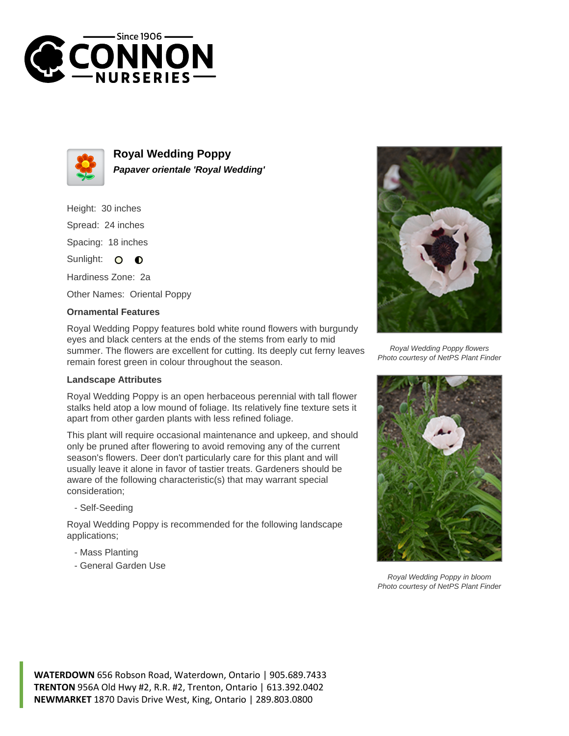# Royal Wedding Poppy

***Papaver orientale 'Royal Wedding'***

Height: 30 inches

Spread: 24 inches

Spacing: 18 inches

Sunlight:

Hardiness Zone: 2a

Other Names: Oriental Poppy

### Ornamental Features

Royal Wedding Poppy features bold white round flowers with burgundy eyes and black centers at the ends of the stems from early to mid summer. The flowers are excellent for cutting. Its deeply cut ferny leaves remain forest green in colour throughout the season.

### Landscape Attributes

Royal Wedding Poppy is an open herbaceous perennial with tall flower stalks held atop a low mound of foliage. Its relatively fine texture sets it apart from other garden plants with less refined foliage.

This plant will require occasional maintenance and upkeep, and should only be pruned after flowering to avoid removing any of the current season's flowers. Deer don't particularly care for this plant and will usually leave it alone in favor of tastier treats. Gardeners should be aware of the following characteristic(s) that may warrant special consideration;

- Self-Seeding

Royal Wedding Poppy is recommended for the following landscape applications;

- Mass Planting
- General Garden Use

*Royal Wedding Poppy flowers*
*Photo courtesy of NetPS Plant Finder*

*Royal Wedding Poppy in bloom*
*Photo courtesy of NetPS Plant Finder*

**WATERDOWN** 656 Robson Road, Waterdown, Ontario | 905.689.7433
**TRENTON** 956A Old Hwy #2, R.R. #2, Trenton, Ontario | 613.392.0402
**NEWMARKET** 1870 Davis Drive West, King, Ontario | 289.803.0800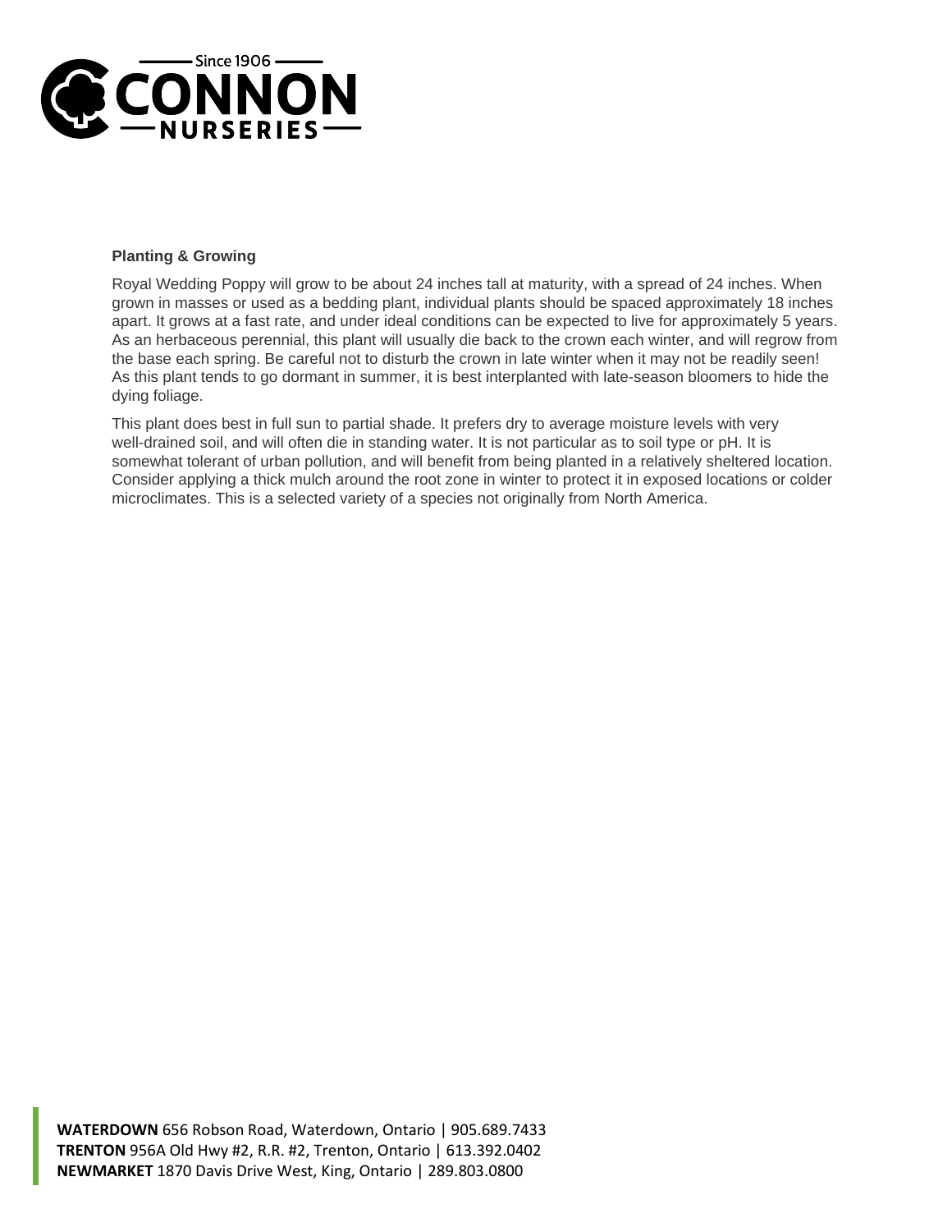### Planting & Growing

Royal Wedding Poppy will grow to be about 24 inches tall at maturity, with a spread of 24 inches. When grown in masses or used as a bedding plant, individual plants should be spaced approximately 18 inches apart. It grows at a fast rate, and under ideal conditions can be expected to live for approximately 5 years. As an herbaceous perennial, this plant will usually die back to the crown each winter, and will regrow from the base each spring. Be careful not to disturb the crown in late winter when it may not be readily seen! As this plant tends to go dormant in summer, it is best interplanted with late-season bloomers to hide the dying foliage.

This plant does best in full sun to partial shade. It prefers dry to average moisture levels with very well-drained soil, and will often die in standing water. It is not particular as to soil type or pH. It is somewhat tolerant of urban pollution, and will benefit from being planted in a relatively sheltered location. Consider applying a thick mulch around the root zone in winter to protect it in exposed locations or colder microclimates. This is a selected variety of a species not originally from North America.